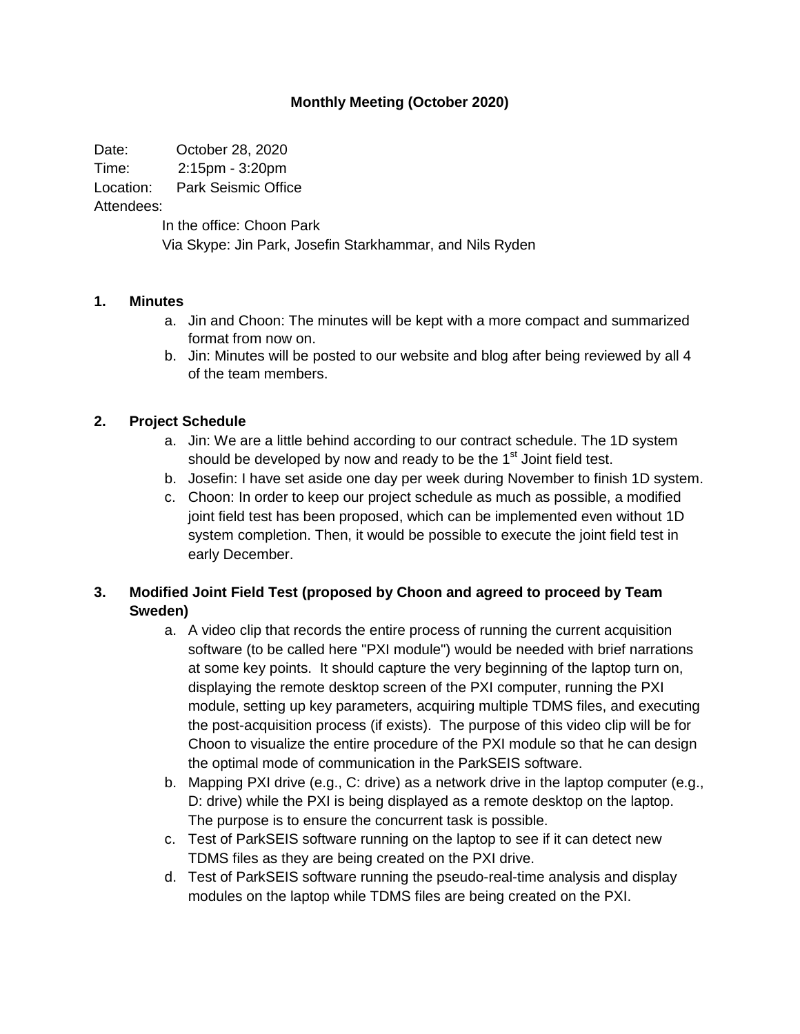# Monthly Meeting (October 2020)

Date: October 28, 2020
Time: 2:15pm - 3:20pm
Location: Park Seismic Office
Attendees:

In the office: Choon Park
Via Skype: Jin Park, Josefin Starkhammar, and Nils Ryden

## 1. Minutes

a. Jin and Choon: The minutes will be kept with a more compact and summarized format from now on.
b. Jin: Minutes will be posted to our website and blog after being reviewed by all 4 of the team members.

## 2. Project Schedule

a. Jin: We are a little behind according to our contract schedule. The 1D system should be developed by now and ready to be the 1st Joint field test.
b. Josefin: I have set aside one day per week during November to finish 1D system.
c. Choon: In order to keep our project schedule as much as possible, a modified joint field test has been proposed, which can be implemented even without 1D system completion. Then, it would be possible to execute the joint field test in early December.

## 3. Modified Joint Field Test (proposed by Choon and agreed to proceed by Team Sweden)

a. A video clip that records the entire process of running the current acquisition software (to be called here "PXI module") would be needed with brief narrations at some key points. It should capture the very beginning of the laptop turn on, displaying the remote desktop screen of the PXI computer, running the PXI module, setting up key parameters, acquiring multiple TDMS files, and executing the post-acquisition process (if exists). The purpose of this video clip will be for Choon to visualize the entire procedure of the PXI module so that he can design the optimal mode of communication in the ParkSEIS software.
b. Mapping PXI drive (e.g., C: drive) as a network drive in the laptop computer (e.g., D: drive) while the PXI is being displayed as a remote desktop on the laptop. The purpose is to ensure the concurrent task is possible.
c. Test of ParkSEIS software running on the laptop to see if it can detect new TDMS files as they are being created on the PXI drive.
d. Test of ParkSEIS software running the pseudo-real-time analysis and display modules on the laptop while TDMS files are being created on the PXI.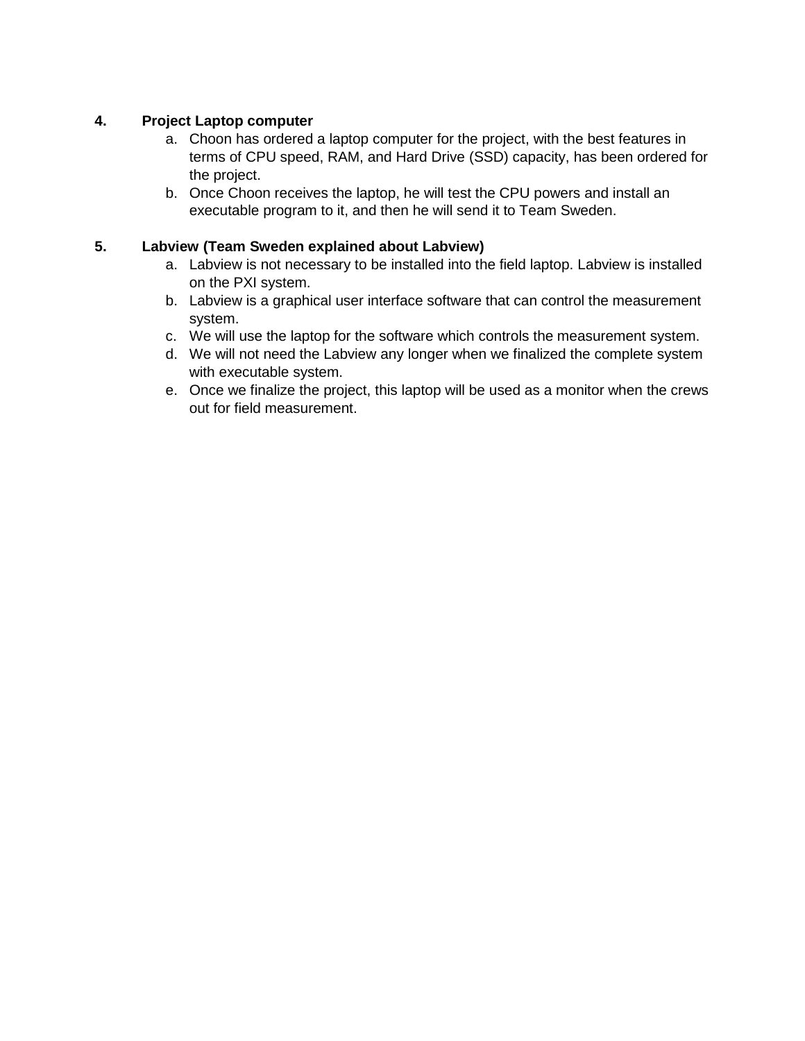4. **Project Laptop computer**
    a. Choon has ordered a laptop computer for the project, with the best features in terms of CPU speed, RAM, and Hard Drive (SSD) capacity, has been ordered for the project.
    b. Once Choon receives the laptop, he will test the CPU powers and install an executable program to it, and then he will send it to Team Sweden.

5. **Labview (Team Sweden explained about Labview)**
    a. Labview is not necessary to be installed into the field laptop. Labview is installed on the PXI system.
    b. Labview is a graphical user interface software that can control the measurement system.
    c. We will use the laptop for the software which controls the measurement system.
    d. We will not need the Labview any longer when we finalized the complete system with executable system.
    e. Once we finalize the project, this laptop will be used as a monitor when the crews out for field measurement.